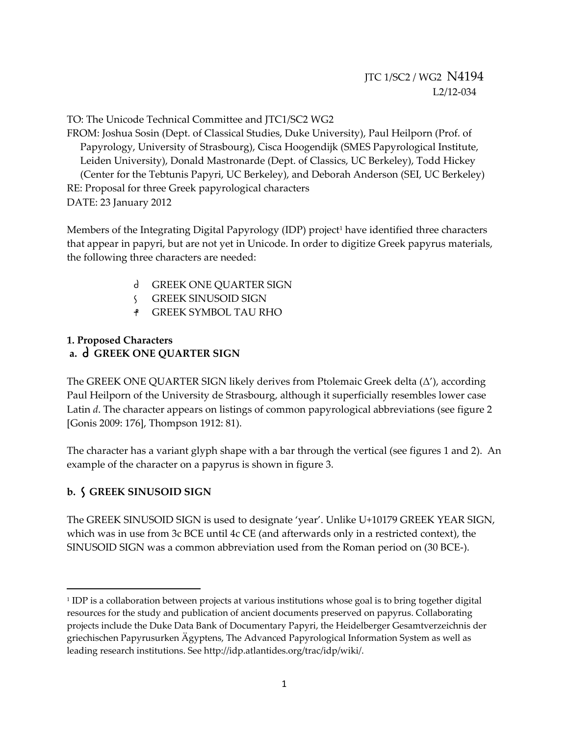JTC 1/SC2 / WG2 N4194
L2/12-034

TO: The Unicode Technical Committee and JTC1/SC2 WG2
FROM: Joshua Sosin (Dept. of Classical Studies, Duke University), Paul Heilporn (Prof. of Papyrology, University of Strasbourg), Cisca Hoogendijk (SMES Papyrological Institute, Leiden University), Donald Mastronarde (Dept. of Classics, UC Berkeley), Todd Hickey (Center for the Tebtunis Papyri, UC Berkeley), and Deborah Anderson (SEI, UC Berkeley)
RE: Proposal for three Greek papyrological characters
DATE: 23 January 2012

Members of the Integrating Digital Papyrology (IDP) project[1] have identified three characters that appear in papyri, but are not yet in Unicode. In order to digitize Greek papyrus materials, the following three characters are needed:

- 𐆋 GREEK ONE QUARTER SIGN
- 𐆌 GREEK SINUSOID SIGN
- ⳨ GREEK SYMBOL TAU RHO

### 1. Proposed Characters

#### a. 𐆋 GREEK ONE QUARTER SIGN

The GREEK ONE QUARTER SIGN likely derives from Ptolemaic Greek delta (Δʹ), according Paul Heilporn of the University de Strasbourg, although it superficially resembles lower case Latin *d*. The character appears on listings of common papyrological abbreviations (see figure 2 [Gonis 2009: 176], Thompson 1912: 81).

The character has a variant glyph shape with a bar through the vertical (see figures 1 and 2). An example of the character on a papyrus is shown in figure 3.

#### b. 𐆌 GREEK SINUSOID SIGN

The GREEK SINUSOID SIGN is used to designate 'year'. Unlike U+10179 GREEK YEAR SIGN, which was in use from 3c BCE until 4c CE (and afterwards only in a restricted context), the SINUSOID SIGN was a common abbreviation used from the Roman period on (30 BCE-).

---

[1] IDP is a collaboration between projects at various institutions whose goal is to bring together digital resources for the study and publication of ancient documents preserved on papyrus. Collaborating projects include the Duke Data Bank of Documentary Papyri, the Heidelberger Gesamtverzeichnis der griechischen Papyrusurken Ägyptens, The Advanced Papyrological Information System as well as leading research institutions. See http://idp.atlantides.org/trac/idp/wiki/.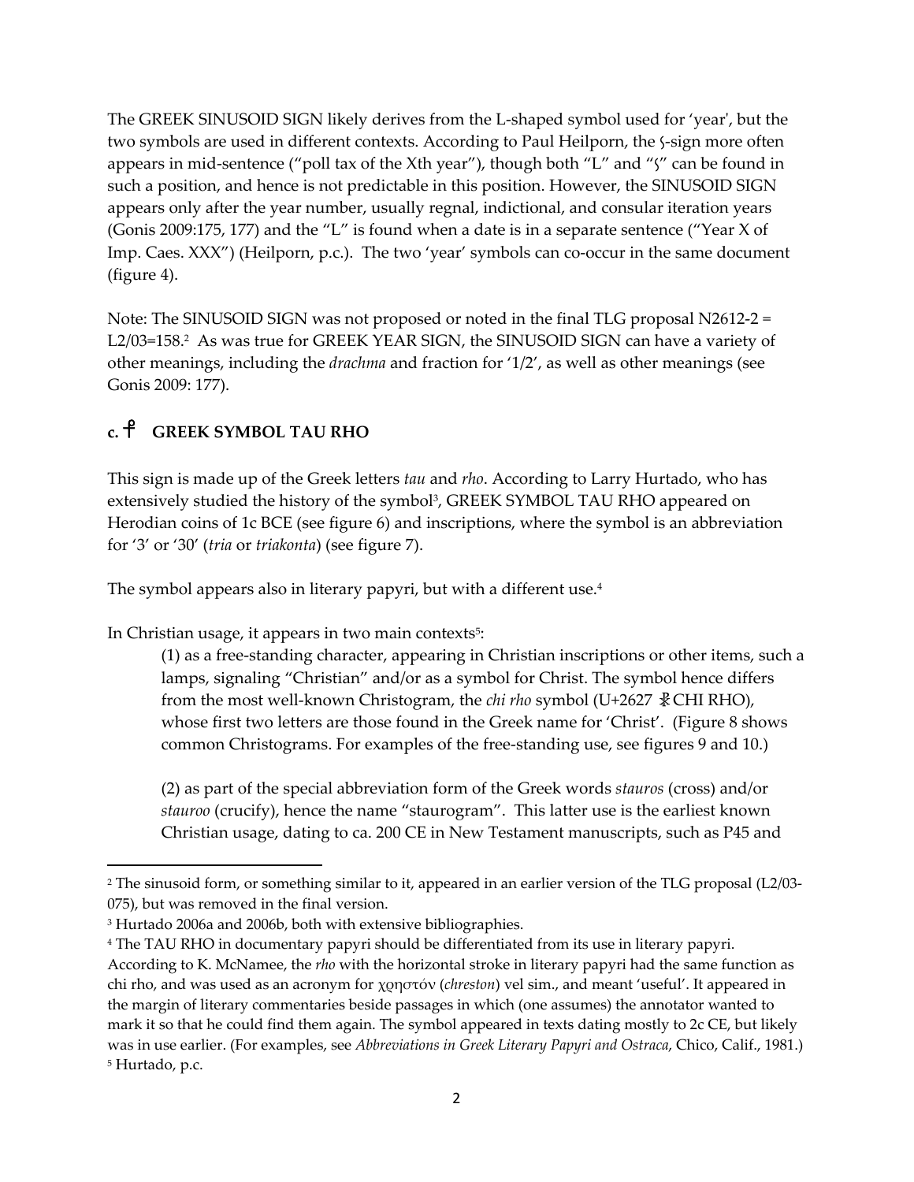The GREEK SINUSOID SIGN likely derives from the L-shaped symbol used for 'year', but the two symbols are used in different contexts. According to Paul Heilporn, the ꞇ-sign more often appears in mid-sentence ("poll tax of the Xth year"), though both "L" and "ꞇ" can be found in such a position, and hence is not predictable in this position. However, the SINUSOID SIGN appears only after the year number, usually regnal, indictional, and consular iteration years (Gonis 2009:175, 177) and the "L" is found when a date is in a separate sentence ("Year X of Imp. Caes. XXX") (Heilporn, p.c.). The two 'year' symbols can co-occur in the same document (figure 4).

Note: The SINUSOID SIGN was not proposed or noted in the final TLG proposal N2612-2 = L2/03=158.[2] As was true for GREEK YEAR SIGN, the SINUSOID SIGN can have a variety of other meanings, including the *drachma* and fraction for '1/2', as well as other meanings (see Gonis 2009: 177).

## c. ⳨ GREEK SYMBOL TAU RHO

This sign is made up of the Greek letters *tau* and *rho*. According to Larry Hurtado, who has extensively studied the history of the symbol[3], GREEK SYMBOL TAU RHO appeared on Herodian coins of 1c BCE (see figure 6) and inscriptions, where the symbol is an abbreviation for '3' or '30' (*tria* or *triakonta*) (see figure 7).

The symbol appears also in literary papyri, but with a different use.[4]

In Christian usage, it appears in two main contexts[5]:

(1) as a free-standing character, appearing in Christian inscriptions or other items, such a lamps, signaling "Christian" and/or as a symbol for Christ. The symbol hence differs from the most well-known Christogram, the *chi rho* symbol (U+2627 ☧ CHI RHO), whose first two letters are those found in the Greek name for 'Christ'. (Figure 8 shows common Christograms. For examples of the free-standing use, see figures 9 and 10.)

(2) as part of the special abbreviation form of the Greek words *stauros* (cross) and/or *stauroo* (crucify), hence the name "staurogram". This latter use is the earliest known Christian usage, dating to ca. 200 CE in New Testament manuscripts, such as P45 and

---

[2] The sinusoid form, or something similar to it, appeared in an earlier version of the TLG proposal (L2/03-075), but was removed in the final version.

[3] Hurtado 2006a and 2006b, both with extensive bibliographies.

[4] The TAU RHO in documentary papyri should be differentiated from its use in literary papyri. According to K. McNamee, the *rho* with the horizontal stroke in literary papyri had the same function as chi rho, and was used as an acronym for χρηστόν (*chreston*) vel sim., and meant 'useful'. It appeared in the margin of literary commentaries beside passages in which (one assumes) the annotator wanted to mark it so that he could find them again. The symbol appeared in texts dating mostly to 2c CE, but likely was in use earlier. (For examples, see *Abbreviations in Greek Literary Papyri and Ostraca*, Chico, Calif., 1981.)

[5] Hurtado, p.c.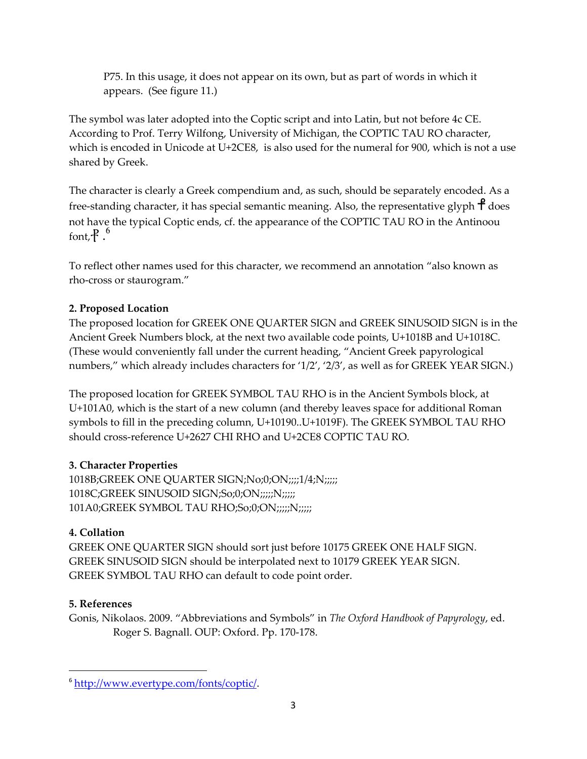P75. In this usage, it does not appear on its own, but as part of words in which it appears. (See figure 11.)

The symbol was later adopted into the Coptic script and into Latin, but not before 4c CE. According to Prof. Terry Wilfong, University of Michigan, the COPTIC TAU RO character, which is encoded in Unicode at U+2CE8, is also used for the numeral for 900, which is not a use shared by Greek.

The character is clearly a Greek compendium and, as such, should be separately encoded. As a free-standing character, it has special semantic meaning. Also, the representative glyph ⳨ does not have the typical Coptic ends, cf. the appearance of the COPTIC TAU RO in the Antinoou font, ⳨.[6]

To reflect other names used for this character, we recommend an annotation "also known as rho-cross or staurogram."

**2. Proposed Location**

The proposed location for GREEK ONE QUARTER SIGN and GREEK SINUSOID SIGN is in the Ancient Greek Numbers block, at the next two available code points, U+1018B and U+1018C. (These would conveniently fall under the current heading, "Ancient Greek papyrological numbers," which already includes characters for '1/2', '2/3', as well as for GREEK YEAR SIGN.)

The proposed location for GREEK SYMBOL TAU RHO is in the Ancient Symbols block, at U+101A0, which is the start of a new column (and thereby leaves space for additional Roman symbols to fill in the preceding column, U+10190..U+1019F). The GREEK SYMBOL TAU RHO should cross-reference U+2627 CHI RHO and U+2CE8 COPTIC TAU RO.

**3. Character Properties**

```
1018B;GREEK ONE QUARTER SIGN;No;0;ON;;;;1/4;N;;;;;
1018C;GREEK SINUSOID SIGN;So;0;ON;;;;;N;;;;;
101A0;GREEK SYMBOL TAU RHO;So;0;ON;;;;;N;;;;;
```

**4. Collation**

GREEK ONE QUARTER SIGN should sort just before 10175 GREEK ONE HALF SIGN.
GREEK SINUSOID SIGN should be interpolated next to 10179 GREEK YEAR SIGN.
GREEK SYMBOL TAU RHO can default to code point order.

**5. References**

Gonis, Nikolaos. 2009. "Abbreviations and Symbols" in *The Oxford Handbook of Papyrology*, ed. Roger S. Bagnall. OUP: Oxford. Pp. 170-178.

---

[6] http://www.evertype.com/fonts/coptic/.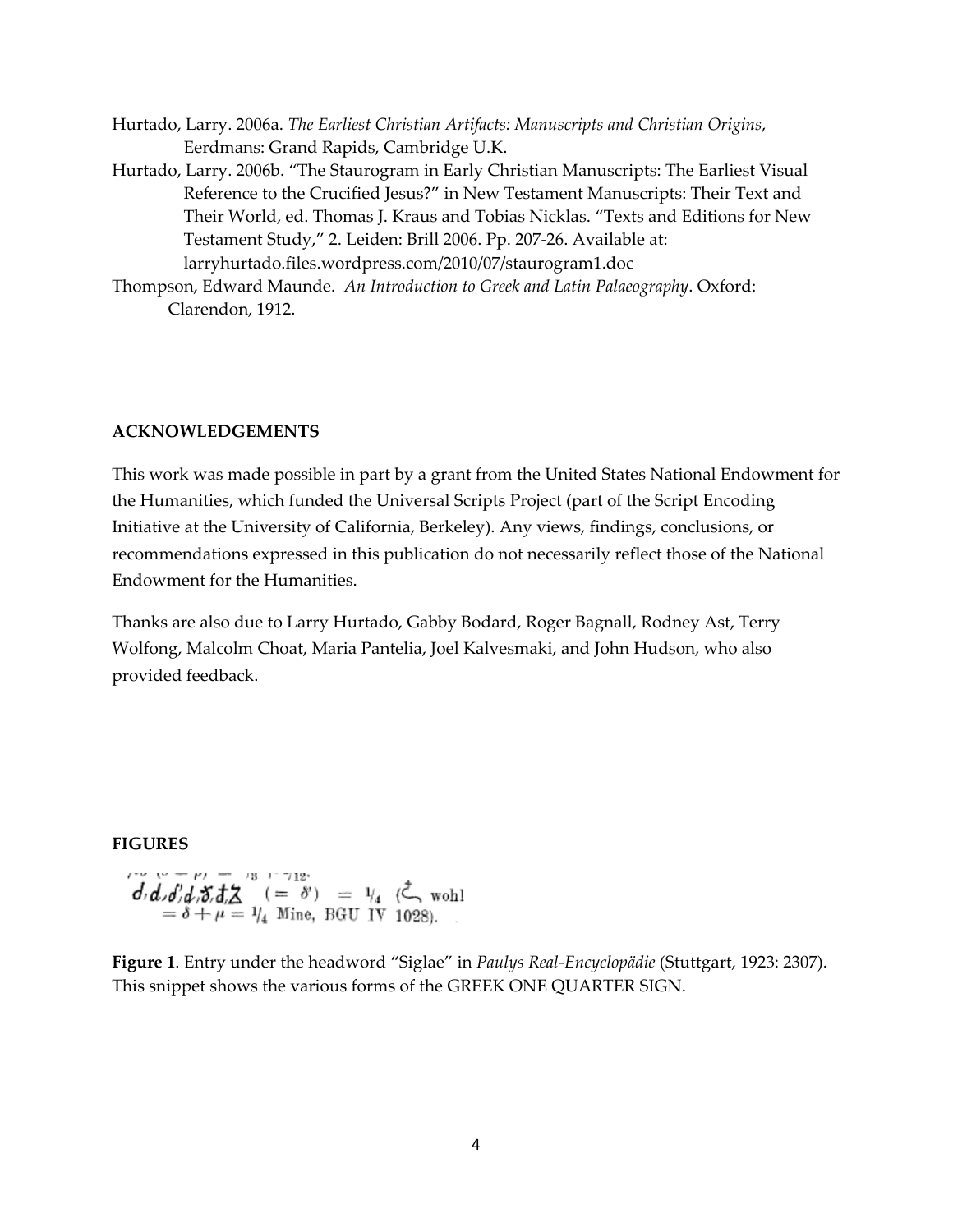Hurtado, Larry. 2006a. *The Earliest Christian Artifacts: Manuscripts and Christian Origins*, Eerdmans: Grand Rapids, Cambridge U.K.

Hurtado, Larry. 2006b. "The Staurogram in Early Christian Manuscripts: The Earliest Visual Reference to the Crucified Jesus?" in New Testament Manuscripts: Their Text and Their World, ed. Thomas J. Kraus and Tobias Nicklas. "Texts and Editions for New Testament Study," 2. Leiden: Brill 2006. Pp. 207-26. Available at: larryhurtado.files.wordpress.com/2010/07/staurogram1.doc

Thompson, Edward Maunde. *An Introduction to Greek and Latin Palaeography*. Oxford: Clarendon, 1912.

## ACKNOWLEDGEMENTS

This work was made possible in part by a grant from the United States National Endowment for the Humanities, which funded the Universal Scripts Project (part of the Script Encoding Initiative at the University of California, Berkeley). Any views, findings, conclusions, or recommendations expressed in this publication do not necessarily reflect those of the National Endowment for the Humanities.

Thanks are also due to Larry Hurtado, Gabby Bodard, Roger Bagnall, Rodney Ast, Terry Wolfong, Malcolm Choat, Maria Pantelia, Joel Kalvesmaki, and John Hudson, who also provided feedback.

## FIGURES

**Figure 1**. Entry under the headword "Siglae" in *Paulys Real-Encyclopädie* (Stuttgart, 1923: 2307). This snippet shows the various forms of the GREEK ONE QUARTER SIGN.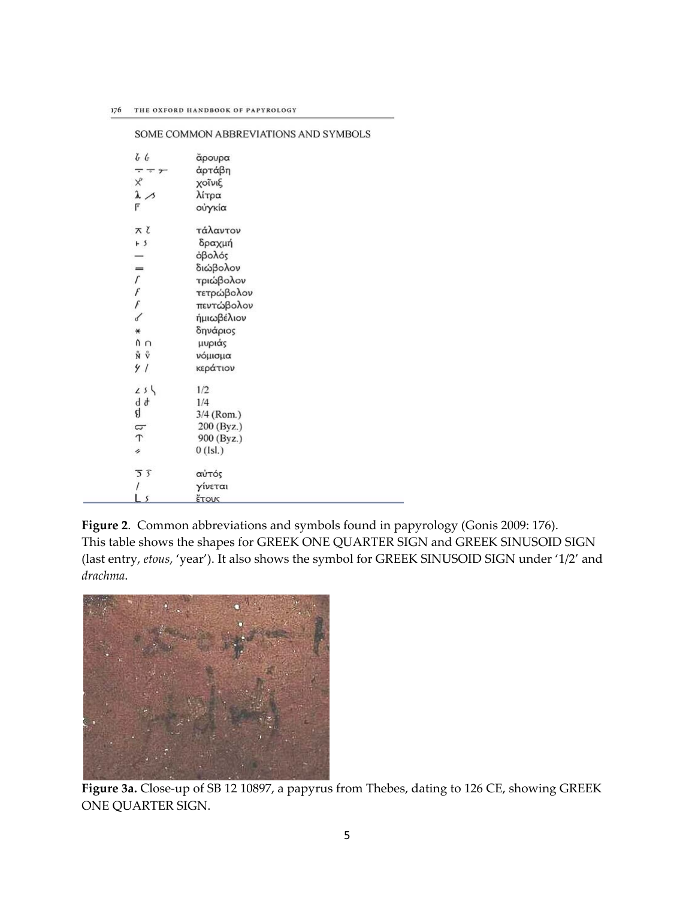SOME COMMON ABBREVIATIONS AND SYMBOLS

| Symbol | Meaning |
|---|---|
| ϐ ϭ | ἄρουρα |
| ⸗ ⸗ ⸗ | ἀρτάβη |
| χ | χοῖνιξ |
| λ ⸓ | λίτρα |
| Ϝ | οὐγκία |
| ⸆ ꝉ | τάλαντον |
| ⊦ ꜱ | δραχμή |
| — | ὀβολός |
| ═ | διώβολον |
| ʃ | τριώβολον |
| ƒ | τετρώβολον |
| ƒ | πεντώβολον |
| ↙ | ἡμιωβέλιον |
| ✱ | δηνάριος |
| ∩ ∩ | μυριάς |
| ν ν | νόμισμα |
| ϒ / | κεράτιον |
| ∠ ꜱ ⸌ | 1/2 |
| d ꝺ | 1/4 |
| ꝺ | 3/4 (Rom.) |
| ϖ | 200 (Byz.) |
| ⊤ | 900 (Byz.) |
| ⸗ | 0 (Isl.) |
| ꜵ ꜵ | αὐτός |
| / | γίνεται |
| L ꜱ | ἔτους |

**Figure 2**. Common abbreviations and symbols found in papyrology (Gonis 2009: 176). This table shows the shapes for GREEK ONE QUARTER SIGN and GREEK SINUSOID SIGN (last entry, *etous*, 'year'). It also shows the symbol for GREEK SINUSOID SIGN under '1/2' and *drachma*.

**Figure 3a.** Close-up of SB 12 10897, a papyrus from Thebes, dating to 126 CE, showing GREEK ONE QUARTER SIGN.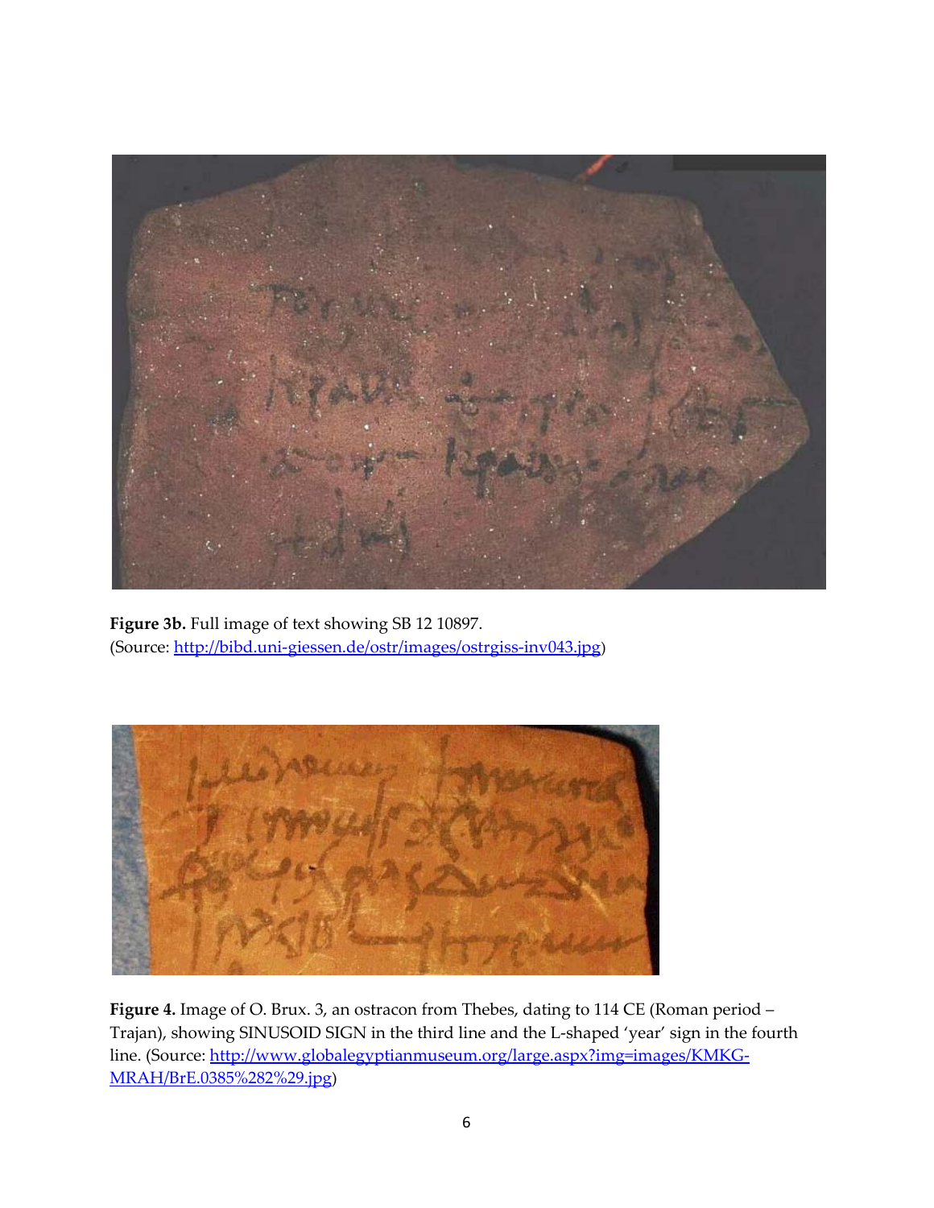**Figure 3b.** Full image of text showing SB 12 10897.
(Source: [http://bibd.uni-giessen.de/ostr/images/ostrgiss-inv043.jpg](http://bibd.uni-giessen.de/ostr/images/ostrgiss-inv043.jpg))

**Figure 4.** Image of O. Brux. 3, an ostracon from Thebes, dating to 114 CE (Roman period – Trajan), showing SINUSOID SIGN in the third line and the L-shaped 'year' sign in the fourth line. (Source: [http://www.globalegyptianmuseum.org/large.aspx?img=images/KMKG-MRAH/BrE.0385%282%29.jpg](http://www.globalegyptianmuseum.org/large.aspx?img=images/KMKG-MRAH/BrE.0385%282%29.jpg))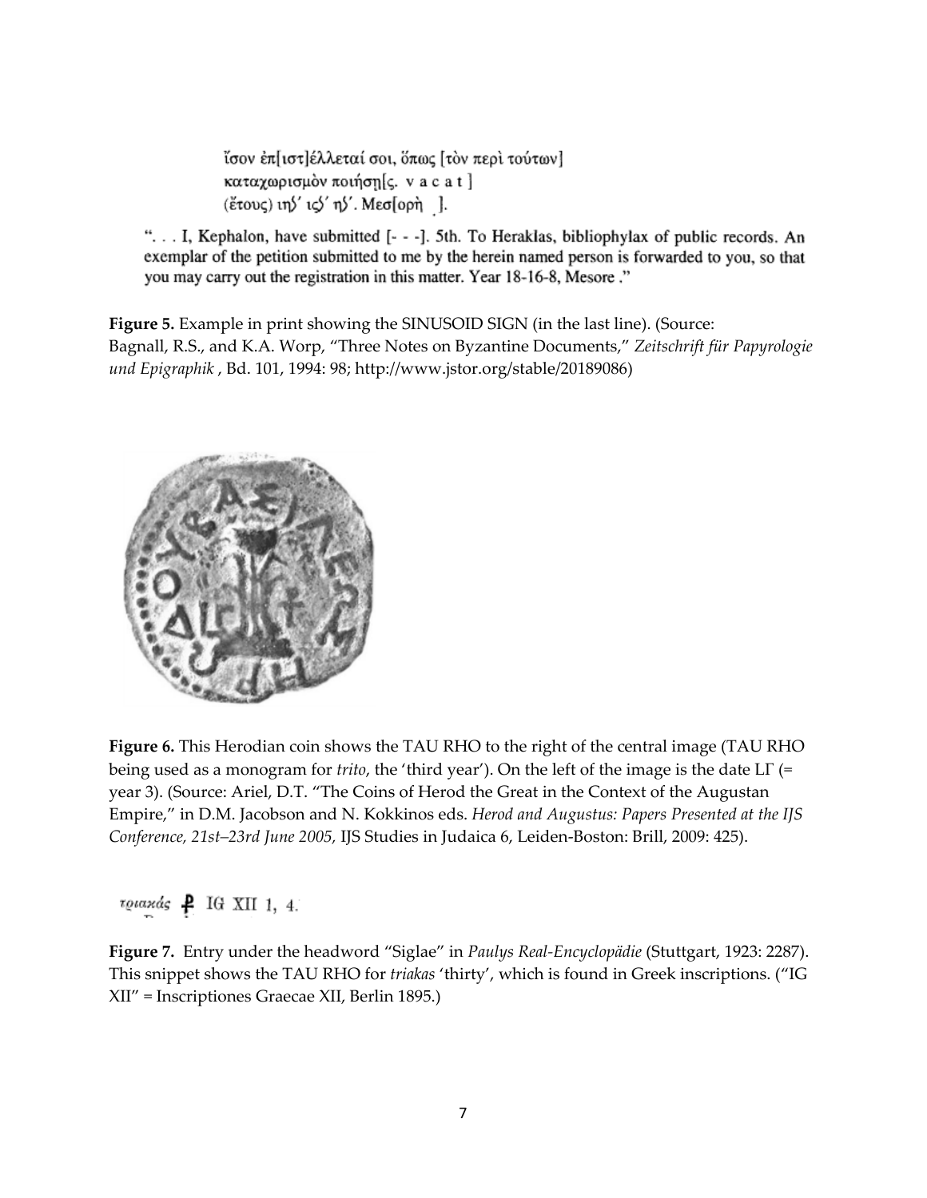ἴσον ἐπ[ιστ]έλλεταί σοι, ὅπως [τὸν περὶ τούτων]
καταχωρισμὸν ποιήσῃ[ς. vacat]
(ἔτους) ιη∫′ ις∫′ η∫′. Μεσ[ορὴ ̣ ].

". . . I, Kephalon, have submitted [- - -]. 5th. To Heraklas, bibliophylax of public records. An exemplar of the petition submitted to me by the herein named person is forwarded to you, so that you may carry out the registration in this matter. Year 18-16-8, Mesore ."

**Figure 5.** Example in print showing the SINUSOID SIGN (in the last line). (Source: Bagnall, R.S., and K.A. Worp, "Three Notes on Byzantine Documents," *Zeitschrift für Papyrologie und Epigraphik*, Bd. 101, 1994: 98; http://www.jstor.org/stable/20189086)

**Figure 6.** This Herodian coin shows the TAU RHO to the right of the central image (TAU RHO being used as a monogram for *trito*, the 'third year'). On the left of the image is the date LΓ (= year 3). (Source: Ariel, D.T. "The Coins of Herod the Great in the Context of the Augustan Empire," in D.M. Jacobson and N. Kokkinos eds. *Herod and Augustus: Papers Presented at the IJS Conference, 21st–23rd June 2005,* IJS Studies in Judaica 6, Leiden-Boston: Brill, 2009: 425).

τριακάς ⳨ IG XII 1, 4.

**Figure 7.** Entry under the headword "Siglae" in *Paulys Real-Encyclopädie* (Stuttgart, 1923: 2287). This snippet shows the TAU RHO for *triakas* 'thirty', which is found in Greek inscriptions. ("IG XII" = Inscriptiones Graecae XII, Berlin 1895.)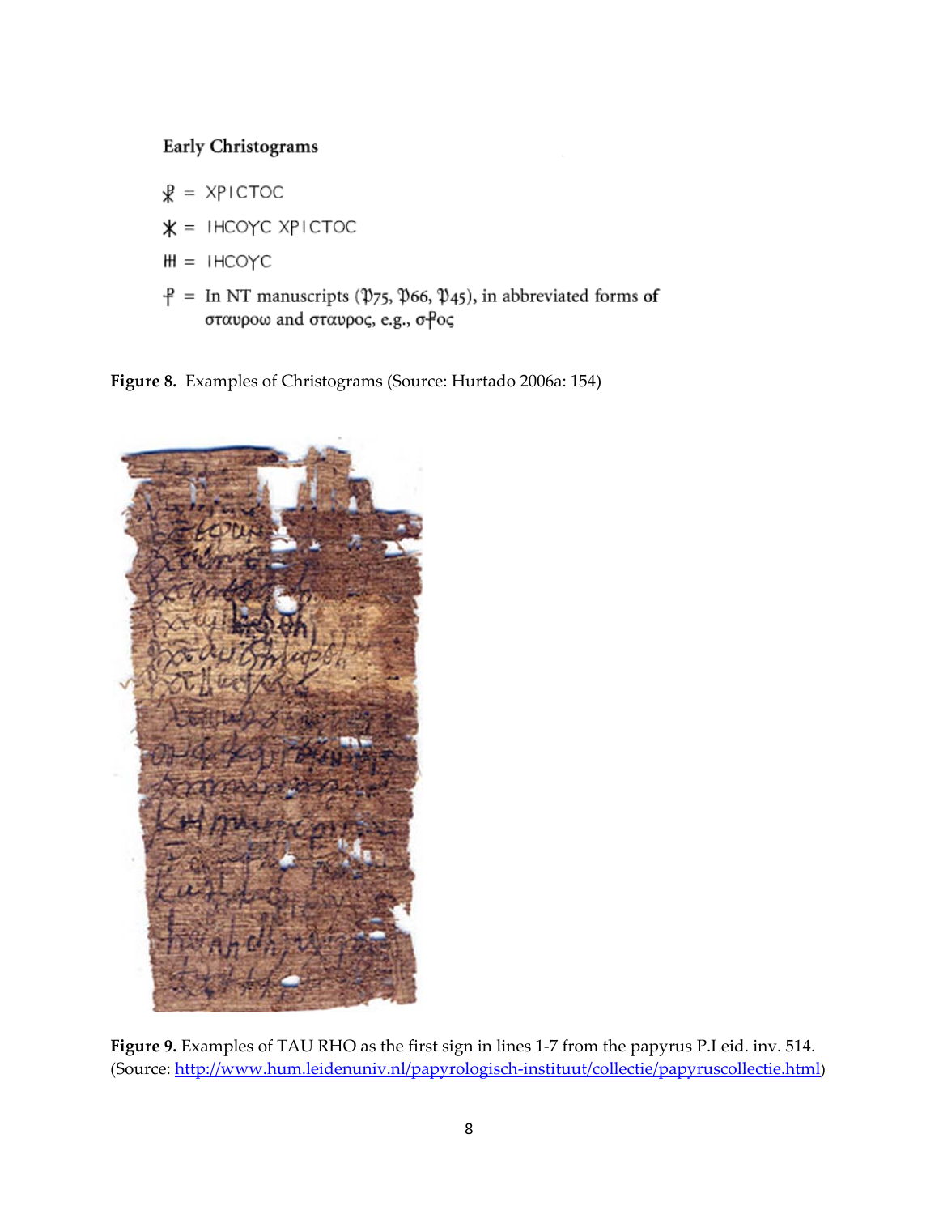**Early Christograms**

☧ = ΧΡΙCΤΟC

⚹ = ΙΗCΟΥC ΧΡΙCΤΟC

ΙΗ = ΙΗCΟΥC

⳨ = In NT manuscripts (𝔓75, 𝔓66, 𝔓45), in abbreviated forms **of** σταυροω and σταυρος, e.g., σ⳨ος

**Figure 8.** Examples of Christograms (Source: Hurtado 2006a: 154)

**Figure 9.** Examples of TAU RHO as the first sign in lines 1-7 from the papyrus P.Leid. inv. 514. (Source: http://www.hum.leidenuniv.nl/papyrologisch-instituut/collectie/papyruscollectie.html)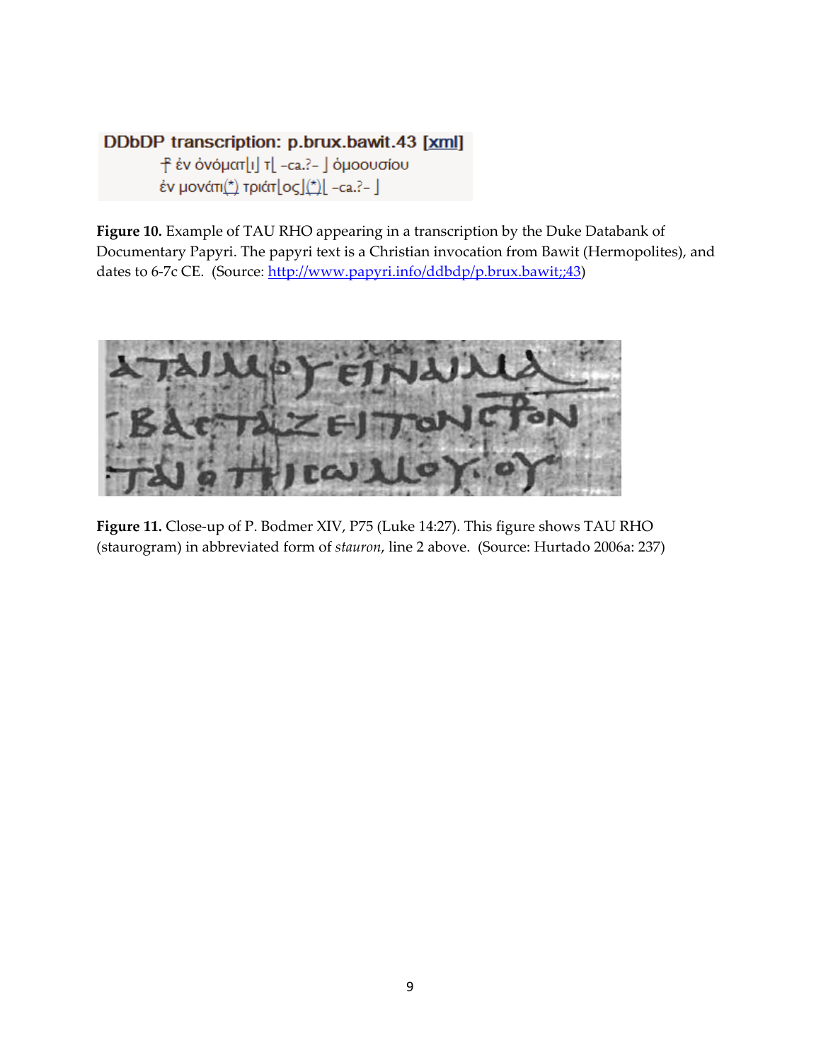DDbDP transcription: p.brux.bawit.43 [xml]

⳨ ἐν ὀνόματ⌊ι⌋ τ⌊ -ca.?- ⌋ ὁμοουσίου
ἐν μονάτι(*) τριάτ⌊ος⌋(*)⌊ -ca.?- ⌋

**Figure 10.** Example of TAU RHO appearing in a transcription by the Duke Databank of Documentary Papyri. The papyri text is a Christian invocation from Bawit (Hermopolites), and dates to 6-7c CE. (Source: http://www.papyri.info/ddbdp/p.brux.bawit;;43)

**Figure 11.** Close-up of P. Bodmer XIV, P75 (Luke 14:27). This figure shows TAU RHO (staurogram) in abbreviated form of *stauron*, line 2 above. (Source: Hurtado 2006a: 237)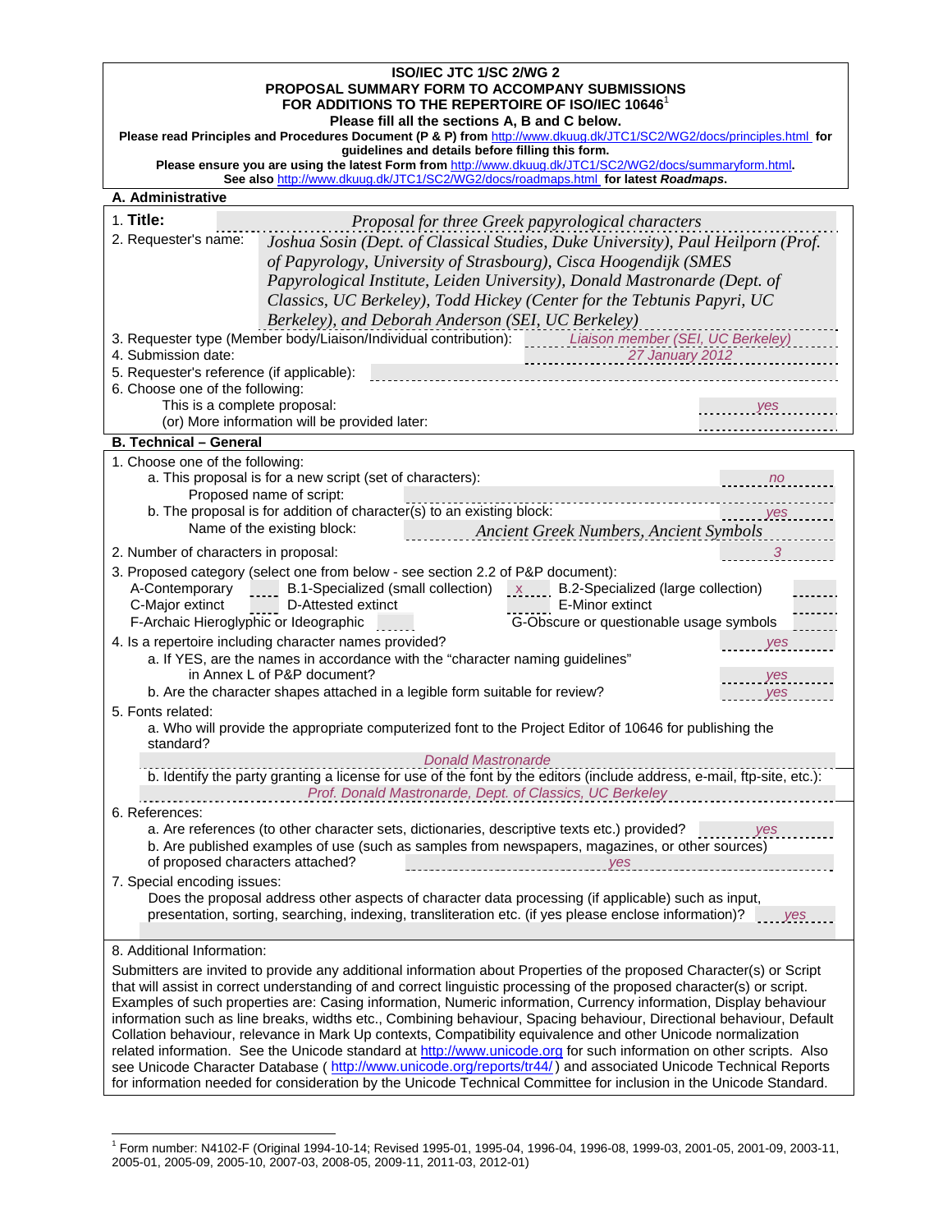**ISO/IEC JTC 1/SC 2/WG 2**
**PROPOSAL SUMMARY FORM TO ACCOMPANY SUBMISSIONS FOR ADDITIONS TO THE REPERTOIRE OF ISO/IEC 10646**[1]
**Please fill all the sections A, B and C below.**

**Please read Principles and Procedures Document (P & P) from** http://www.dkuug.dk/JTC1/SC2/WG2/docs/principles.html **for guidelines and details before filling this form.**

**Please ensure you are using the latest Form from** http://www.dkuug.dk/JTC1/SC2/WG2/docs/summaryform.html**.**

**See also** http://www.dkuug.dk/JTC1/SC2/WG2/docs/roadmaps.html **for latest *Roadmaps*.**

## A. Administrative

1. **Title:** *Proposal for three Greek papyrological characters*
2. Requester's name: *Joshua Sosin (Dept. of Classical Studies, Duke University), Paul Heilporn (Prof. of Papyrology, University of Strasbourg), Cisca Hoogendijk (SMES Papyrological Institute, Leiden University), Donald Mastronarde (Dept. of Classics, UC Berkeley), Todd Hickey (Center for the Tebtunis Papyri, UC Berkeley), and Deborah Anderson (SEI, UC Berkeley)*
3. Requester type (Member body/Liaison/Individual contribution): *Liaison member (SEI, UC Berkeley)*
4. Submission date: *27 January 2012*
5. Requester's reference (if applicable):
6. Choose one of the following:
   - This is a complete proposal: *yes*
   - (or) More information will be provided later:

## B. Technical – General

1. Choose one of the following:
   a. This proposal is for a new script (set of characters): *no*
      Proposed name of script:
   b. The proposal is for addition of character(s) to an existing block: *yes*
      Name of the existing block: *Ancient Greek Numbers, Ancient Symbols*
2. Number of characters in proposal: *3*
3. Proposed category (select one from below - see section 2.2 of P&P document):
   - A-Contemporary ____
   - B.1-Specialized (small collection) *x*
   - B.2-Specialized (large collection) ____
   - C-Major extinct ____
   - D-Attested extinct ____
   - E-Minor extinct ____
   - F-Archaic Hieroglyphic or Ideographic ____
   - G-Obscure or questionable usage symbols ____
4. Is a repertoire including character names provided? *yes*
   a. If YES, are the names in accordance with the "character naming guidelines" in Annex L of P&P document? *yes*
   b. Are the character shapes attached in a legible form suitable for review? *yes*
5. Fonts related:
   a. Who will provide the appropriate computerized font to the Project Editor of 10646 for publishing the standard?
      *Donald Mastronarde*
   b. Identify the party granting a license for use of the font by the editors (include address, e-mail, ftp-site, etc.):
      *Prof. Donald Mastronarde, Dept. of Classics, UC Berkeley*
6. References:
   a. Are references (to other character sets, dictionaries, descriptive texts etc.) provided? *yes*
   b. Are published examples of use (such as samples from newspapers, magazines, or other sources) of proposed characters attached? *yes*
7. Special encoding issues:
   Does the proposal address other aspects of character data processing (if applicable) such as input, presentation, sorting, searching, indexing, transliteration etc. (if yes please enclose information)? *yes*
8. Additional Information:

Submitters are invited to provide any additional information about Properties of the proposed Character(s) or Script that will assist in correct understanding of and correct linguistic processing of the proposed character(s) or script. Examples of such properties are: Casing information, Numeric information, Currency information, Display behaviour information such as line breaks, widths etc., Combining behaviour, Spacing behaviour, Directional behaviour, Default Collation behaviour, relevance in Mark Up contexts, Compatibility equivalence and other Unicode normalization related information. See the Unicode standard at http://www.unicode.org for such information on other scripts. Also see Unicode Character Database ( http://www.unicode.org/reports/tr44/ ) and associated Unicode Technical Reports for information needed for consideration by the Unicode Technical Committee for inclusion in the Unicode Standard.

---

[1] Form number: N4102-F (Original 1994-10-14; Revised 1995-01, 1995-04, 1996-04, 1996-08, 1999-03, 2001-05, 2001-09, 2003-11, 2005-01, 2005-09, 2005-10, 2007-03, 2008-05, 2009-11, 2011-03, 2012-01)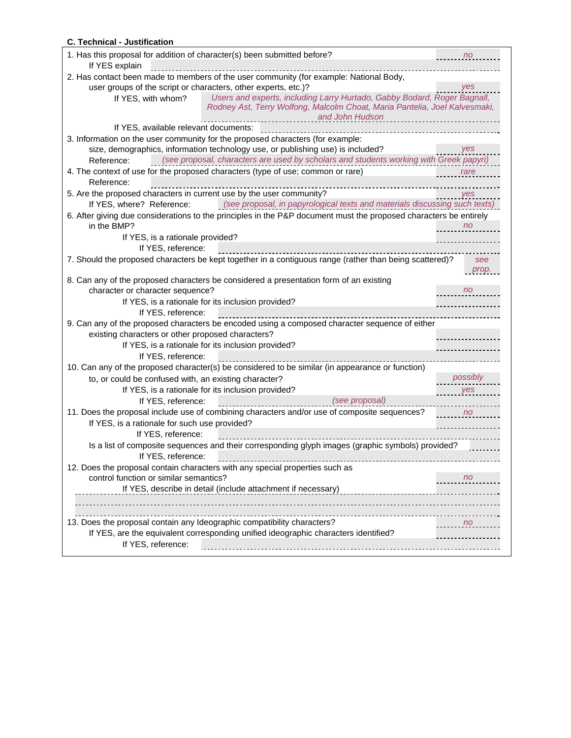**C. Technical - Justification**

1. Has this proposal for addition of character(s) been submitted before? *no*
   If YES explain

2. Has contact been made to members of the user community (for example: National Body, user groups of the script or characters, other experts, etc.)? *yes*
   If YES, with whom? *Users and experts, including Larry Hurtado, Gabby Bodard, Roger Bagnall, Rodney Ast, Terry Wolfong, Malcolm Choat, Maria Pantelia, Joel Kalvesmaki, and John Hudson*
   If YES, available relevant documents:

3. Information on the user community for the proposed characters (for example: size, demographics, information technology use, or publishing use) is included? *yes*
   Reference: *(see proposal, characters are used by scholars and students working with Greek papyri)*

4. The context of use for the proposed characters (type of use; common or rare) *rare*
   Reference:

5. Are the proposed characters in current use by the user community? *yes*
   If YES, where? Reference: *(see proposal, in papyrological texts and materials discussing such texts)*

6. After giving due considerations to the principles in the P&P document must the proposed characters be entirely in the BMP? *no*
   If YES, is a rationale provided?
   If YES, reference:

7. Should the proposed characters be kept together in a contiguous range (rather than being scattered)? *see prop.*

8. Can any of the proposed characters be considered a presentation form of an existing character or character sequence? *no*
   If YES, is a rationale for its inclusion provided?
   If YES, reference:

9. Can any of the proposed characters be encoded using a composed character sequence of either existing characters or other proposed characters?
   If YES, is a rationale for its inclusion provided?
   If YES, reference:

10. Can any of the proposed character(s) be considered to be similar (in appearance or function) to, or could be confused with, an existing character? *possibly*
    If YES, is a rationale for its inclusion provided? *yes*
    If YES, reference: *(see proposal)*

11. Does the proposal include use of combining characters and/or use of composite sequences? *no*
    If YES, is a rationale for such use provided?
    If YES, reference:
    Is a list of composite sequences and their corresponding glyph images (graphic symbols) provided?
    If YES, reference:

12. Does the proposal contain characters with any special properties such as control function or similar semantics? *no*
    If YES, describe in detail (include attachment if necessary)

13. Does the proposal contain any Ideographic compatibility characters? *no*
    If YES, are the equivalent corresponding unified ideographic characters identified?
    If YES, reference: